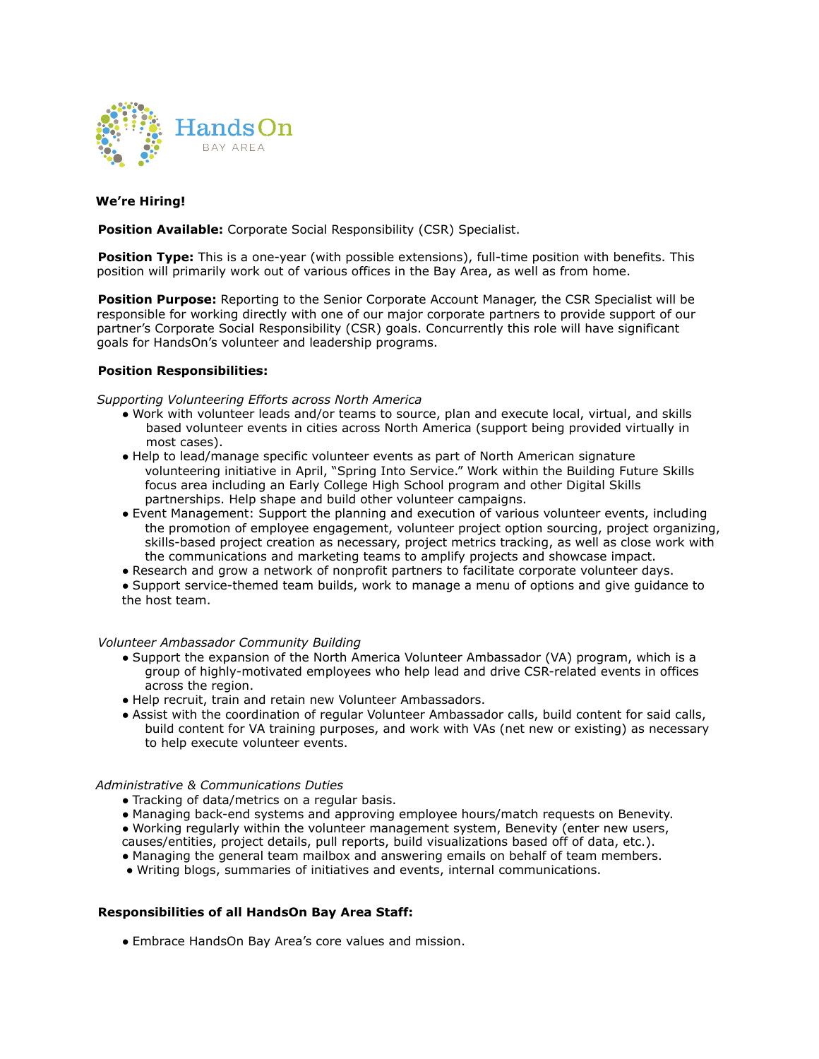HandsOn BAY AREA

**We're Hiring!**

**Position Available:** Corporate Social Responsibility (CSR) Specialist.

**Position Type:** This is a one-year (with possible extensions), full-time position with benefits. This position will primarily work out of various offices in the Bay Area, as well as from home.

**Position Purpose:** Reporting to the Senior Corporate Account Manager, the CSR Specialist will be responsible for working directly with one of our major corporate partners to provide support of our partner's Corporate Social Responsibility (CSR) goals. Concurrently this role will have significant goals for HandsOn's volunteer and leadership programs.

**Position Responsibilities:**

*Supporting Volunteering Efforts across North America*

- Work with volunteer leads and/or teams to source, plan and execute local, virtual, and skills based volunteer events in cities across North America (support being provided virtually in most cases).
- Help to lead/manage specific volunteer events as part of North American signature volunteering initiative in April, "Spring Into Service." Work within the Building Future Skills focus area including an Early College High School program and other Digital Skills partnerships. Help shape and build other volunteer campaigns.
- Event Management: Support the planning and execution of various volunteer events, including the promotion of employee engagement, volunteer project option sourcing, project organizing, skills-based project creation as necessary, project metrics tracking, as well as close work with the communications and marketing teams to amplify projects and showcase impact.
- Research and grow a network of nonprofit partners to facilitate corporate volunteer days.
- Support service-themed team builds, work to manage a menu of options and give guidance to the host team.

*Volunteer Ambassador Community Building*

- Support the expansion of the North America Volunteer Ambassador (VA) program, which is a group of highly-motivated employees who help lead and drive CSR-related events in offices across the region.
- Help recruit, train and retain new Volunteer Ambassadors.
- Assist with the coordination of regular Volunteer Ambassador calls, build content for said calls, build content for VA training purposes, and work with VAs (net new or existing) as necessary to help execute volunteer events.

*Administrative & Communications Duties*

- Tracking of data/metrics on a regular basis.
- Managing back-end systems and approving employee hours/match requests on Benevity.
- Working regularly within the volunteer management system, Benevity (enter new users, causes/entities, project details, pull reports, build visualizations based off of data, etc.).
- Managing the general team mailbox and answering emails on behalf of team members.
- Writing blogs, summaries of initiatives and events, internal communications.

**Responsibilities of all HandsOn Bay Area Staff:**

- Embrace HandsOn Bay Area's core values and mission.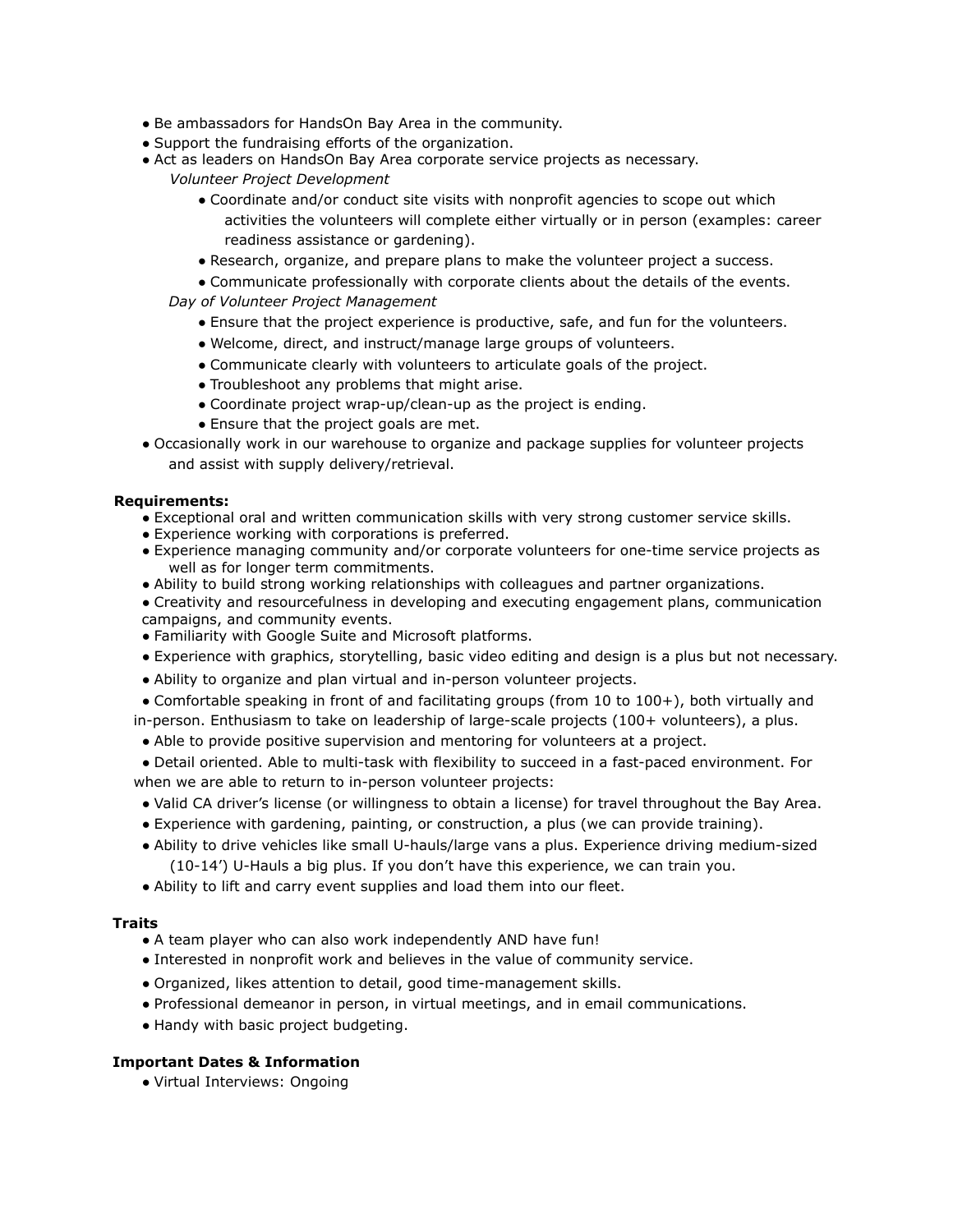- Be ambassadors for HandsOn Bay Area in the community.
- Support the fundraising efforts of the organization.
- Act as leaders on HandsOn Bay Area corporate service projects as necessary.

  *Volunteer Project Development*
  - Coordinate and/or conduct site visits with nonprofit agencies to scope out which activities the volunteers will complete either virtually or in person (examples: career readiness assistance or gardening).
  - Research, organize, and prepare plans to make the volunteer project a success.
  - Communicate professionally with corporate clients about the details of the events.

  *Day of Volunteer Project Management*
  - Ensure that the project experience is productive, safe, and fun for the volunteers.
  - Welcome, direct, and instruct/manage large groups of volunteers.
  - Communicate clearly with volunteers to articulate goals of the project.
  - Troubleshoot any problems that might arise.
  - Coordinate project wrap-up/clean-up as the project is ending.
  - Ensure that the project goals are met.
- Occasionally work in our warehouse to organize and package supplies for volunteer projects and assist with supply delivery/retrieval.

**Requirements:**

- Exceptional oral and written communication skills with very strong customer service skills.
- Experience working with corporations is preferred.
- Experience managing community and/or corporate volunteers for one-time service projects as well as for longer term commitments.
- Ability to build strong working relationships with colleagues and partner organizations.
- Creativity and resourcefulness in developing and executing engagement plans, communication campaigns, and community events.
- Familiarity with Google Suite and Microsoft platforms.
- Experience with graphics, storytelling, basic video editing and design is a plus but not necessary.
- Ability to organize and plan virtual and in-person volunteer projects.
- Comfortable speaking in front of and facilitating groups (from 10 to 100+), both virtually and in-person. Enthusiasm to take on leadership of large-scale projects (100+ volunteers), a plus.
- Able to provide positive supervision and mentoring for volunteers at a project.
- Detail oriented. Able to multi-task with flexibility to succeed in a fast-paced environment. For when we are able to return to in-person volunteer projects:
- Valid CA driver's license (or willingness to obtain a license) for travel throughout the Bay Area.
- Experience with gardening, painting, or construction, a plus (we can provide training).
- Ability to drive vehicles like small U-hauls/large vans a plus. Experience driving medium-sized (10-14') U-Hauls a big plus. If you don't have this experience, we can train you.
- Ability to lift and carry event supplies and load them into our fleet.

**Traits**

- A team player who can also work independently AND have fun!
- Interested in nonprofit work and believes in the value of community service.
- Organized, likes attention to detail, good time-management skills.
- Professional demeanor in person, in virtual meetings, and in email communications.
- Handy with basic project budgeting.

**Important Dates & Information**

- Virtual Interviews: Ongoing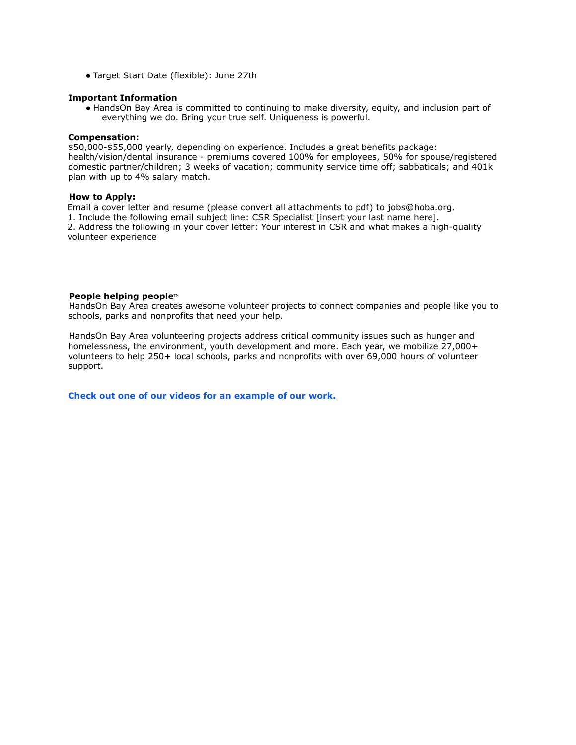- Target Start Date (flexible): June 27th

**Important Information**

- HandsOn Bay Area is committed to continuing to make diversity, equity, and inclusion part of everything we do. Bring your true self. Uniqueness is powerful.

**Compensation:**

$50,000-$55,000 yearly, depending on experience. Includes a great benefits package: health/vision/dental insurance - premiums covered 100% for employees, 50% for spouse/registered domestic partner/children; 3 weeks of vacation; community service time off; sabbaticals; and 401k plan with up to 4% salary match.

**How to Apply:**

Email a cover letter and resume (please convert all attachments to pdf) to jobs@hoba.org.
1. Include the following email subject line: CSR Specialist [insert your last name here].
2. Address the following in your cover letter: Your interest in CSR and what makes a high-quality volunteer experience

**People helping people**™

HandsOn Bay Area creates awesome volunteer projects to connect companies and people like you to schools, parks and nonprofits that need your help.

HandsOn Bay Area volunteering projects address critical community issues such as hunger and homelessness, the environment, youth development and more. Each year, we mobilize 27,000+ volunteers to help 250+ local schools, parks and nonprofits with over 69,000 hours of volunteer support.

**Check out one of our videos for an example of our work.**